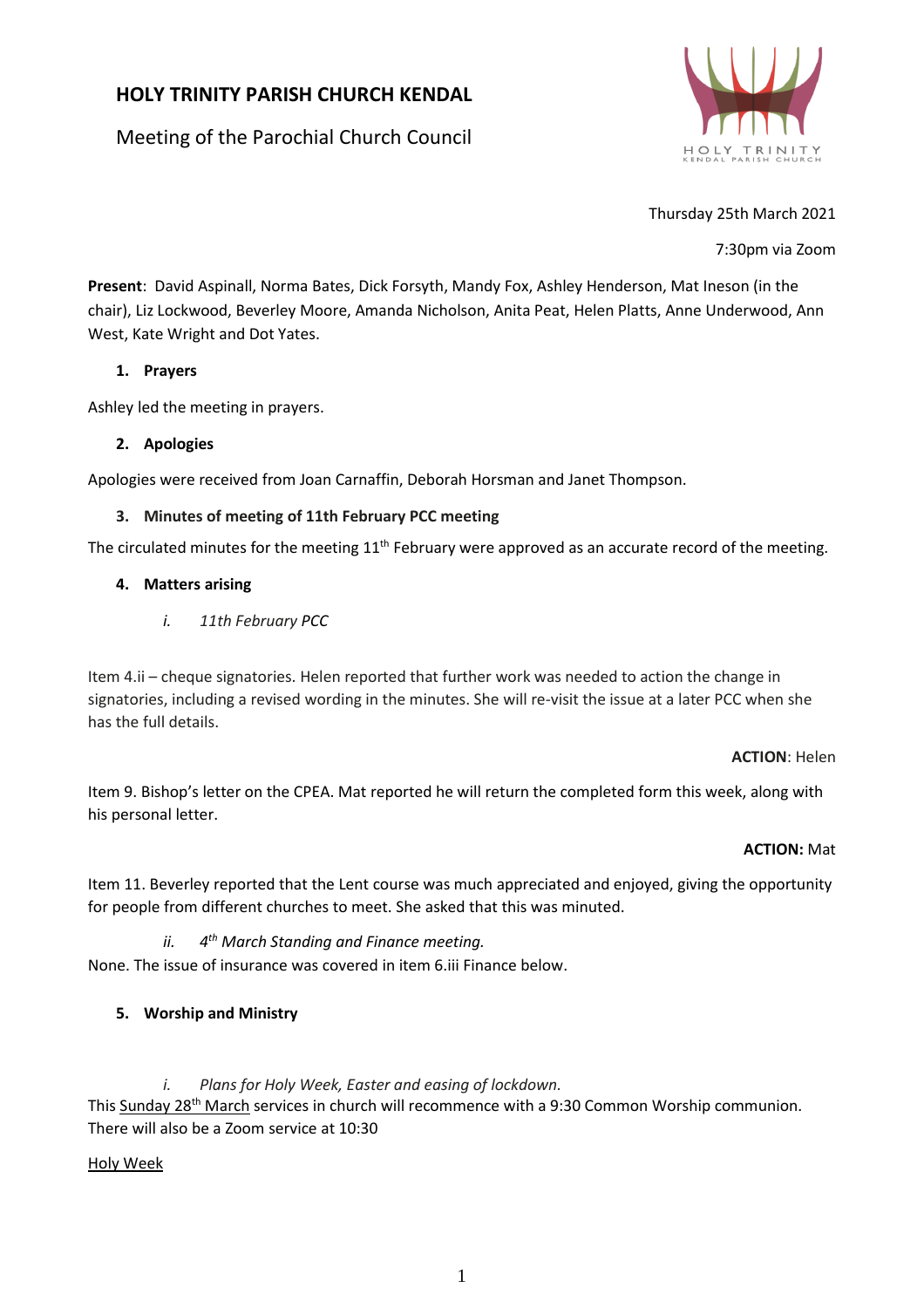# HOLY TRINITY PARISH CHURCH KENDAL

Meeting of the Parochial Church Council

Thursday 25th March 2021

7:30pm via Zoom

**Present**: David Aspinall, Norma Bates, Dick Forsyth, Mandy Fox, Ashley Henderson, Mat Ineson (in the chair), Liz Lockwood, Beverley Moore, Amanda Nicholson, Anita Peat, Helen Platts, Anne Underwood, Ann West, Kate Wright and Dot Yates.

## 1. Prayers

Ashley led the meeting in prayers.

## 2. Apologies

Apologies were received from Joan Carnaffin, Deborah Horsman and Janet Thompson.

## 3. Minutes of meeting of 11th February PCC meeting

The circulated minutes for the meeting 11th February were approved as an accurate record of the meeting.

## 4. Matters arising

*i. 11th February PCC*

Item 4.ii – cheque signatories. Helen reported that further work was needed to action the change in signatories, including a revised wording in the minutes. She will re-visit the issue at a later PCC when she has the full details.

**ACTION**: Helen

Item 9. Bishop's letter on the CPEA. Mat reported he will return the completed form this week, along with his personal letter.

**ACTION:** Mat

Item 11. Beverley reported that the Lent course was much appreciated and enjoyed, giving the opportunity for people from different churches to meet. She asked that this was minuted.

*ii. 4th March Standing and Finance meeting.*

None. The issue of insurance was covered in item 6.iii Finance below.

## 5. Worship and Ministry

*i. Plans for Holy Week, Easter and easing of lockdown.*

This Sunday 28th March services in church will recommence with a 9:30 Common Worship communion. There will also be a Zoom service at 10:30

Holy Week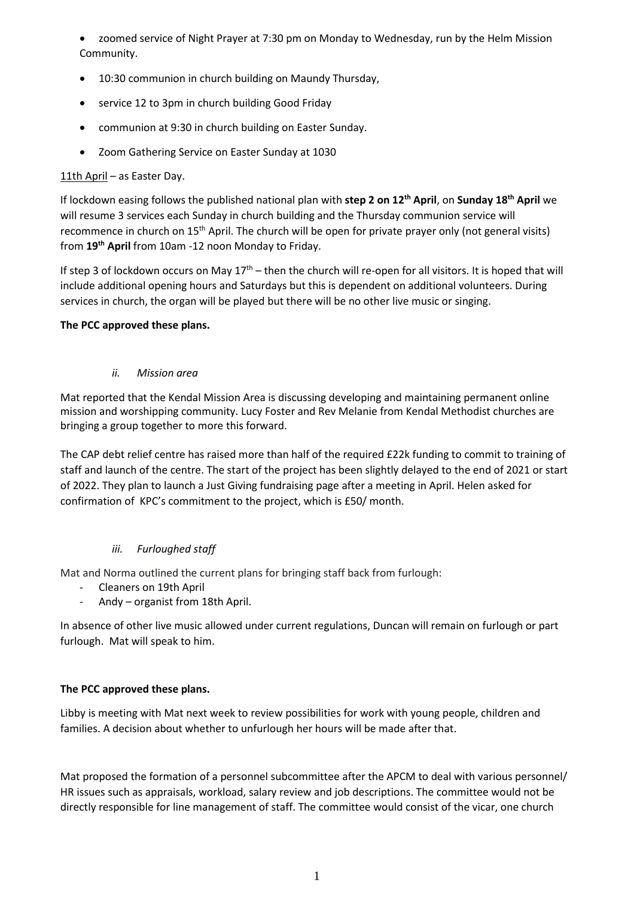- zoomed service of Night Prayer at 7:30 pm on Monday to Wednesday, run by the Helm Mission Community.
- 10:30 communion in church building on Maundy Thursday,
- service 12 to 3pm in church building Good Friday
- communion at 9:30 in church building on Easter Sunday.
- Zoom Gathering Service on Easter Sunday at 1030

11th April – as Easter Day.

If lockdown easing follows the published national plan with **step 2 on 12th April**, on **Sunday 18th April** we will resume 3 services each Sunday in church building and the Thursday communion service will recommence in church on 15th April. The church will be open for private prayer only (not general visits) from **19th April** from 10am -12 noon Monday to Friday.

If step 3 of lockdown occurs on May 17th – then the church will re-open for all visitors. It is hoped that will include additional opening hours and Saturdays but this is dependent on additional volunteers. During services in church, the organ will be played but there will be no other live music or singing.

**The PCC approved these plans.**

*ii. Mission area*

Mat reported that the Kendal Mission Area is discussing developing and maintaining permanent online mission and worshipping community. Lucy Foster and Rev Melanie from Kendal Methodist churches are bringing a group together to more this forward.

The CAP debt relief centre has raised more than half of the required £22k funding to commit to training of staff and launch of the centre. The start of the project has been slightly delayed to the end of 2021 or start of 2022. They plan to launch a Just Giving fundraising page after a meeting in April. Helen asked for confirmation of KPC's commitment to the project, which is £50/ month.

*iii. Furloughed staff*

Mat and Norma outlined the current plans for bringing staff back from furlough:

- Cleaners on 19th April
- Andy – organist from 18th April.

In absence of other live music allowed under current regulations, Duncan will remain on furlough or part furlough. Mat will speak to him.

**The PCC approved these plans.**

Libby is meeting with Mat next week to review possibilities for work with young people, children and families. A decision about whether to unfurlough her hours will be made after that.

Mat proposed the formation of a personnel subcommittee after the APCM to deal with various personnel/ HR issues such as appraisals, workload, salary review and job descriptions. The committee would not be directly responsible for line management of staff. The committee would consist of the vicar, one church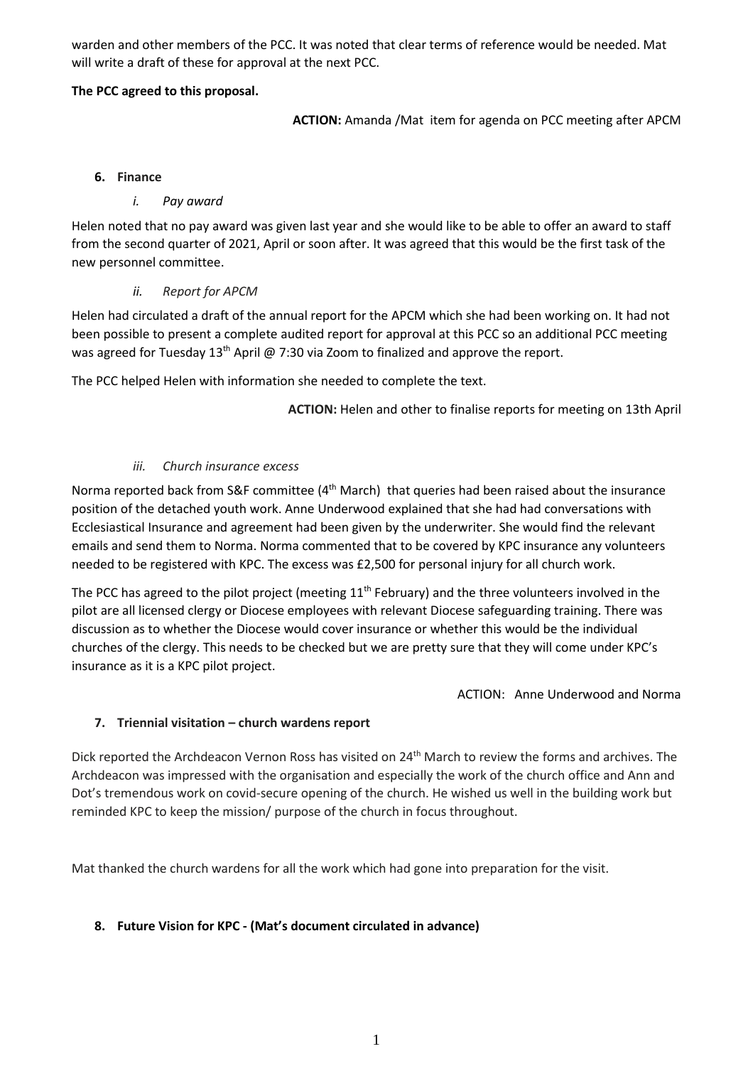warden and other members of the PCC. It was noted that clear terms of reference would be needed. Mat will write a draft of these for approval at the next PCC.

**The PCC agreed to this proposal.**

**ACTION:** Amanda /Mat item for agenda on PCC meeting after APCM

**6. Finance**

*i. Pay award*

Helen noted that no pay award was given last year and she would like to be able to offer an award to staff from the second quarter of 2021, April or soon after. It was agreed that this would be the first task of the new personnel committee.

*ii. Report for APCM*

Helen had circulated a draft of the annual report for the APCM which she had been working on. It had not been possible to present a complete audited report for approval at this PCC so an additional PCC meeting was agreed for Tuesday 13th April @ 7:30 via Zoom to finalized and approve the report.

The PCC helped Helen with information she needed to complete the text.

**ACTION:** Helen and other to finalise reports for meeting on 13th April

*iii. Church insurance excess*

Norma reported back from S&F committee (4th March) that queries had been raised about the insurance position of the detached youth work. Anne Underwood explained that she had had conversations with Ecclesiastical Insurance and agreement had been given by the underwriter. She would find the relevant emails and send them to Norma. Norma commented that to be covered by KPC insurance any volunteers needed to be registered with KPC. The excess was £2,500 for personal injury for all church work.

The PCC has agreed to the pilot project (meeting 11th February) and the three volunteers involved in the pilot are all licensed clergy or Diocese employees with relevant Diocese safeguarding training. There was discussion as to whether the Diocese would cover insurance or whether this would be the individual churches of the clergy. This needs to be checked but we are pretty sure that they will come under KPC's insurance as it is a KPC pilot project.

ACTION: Anne Underwood and Norma

**7. Triennial visitation – church wardens report**

Dick reported the Archdeacon Vernon Ross has visited on 24th March to review the forms and archives. The Archdeacon was impressed with the organisation and especially the work of the church office and Ann and Dot's tremendous work on covid-secure opening of the church. He wished us well in the building work but reminded KPC to keep the mission/ purpose of the church in focus throughout.

Mat thanked the church wardens for all the work which had gone into preparation for the visit.

**8. Future Vision for KPC - (Mat's document circulated in advance)**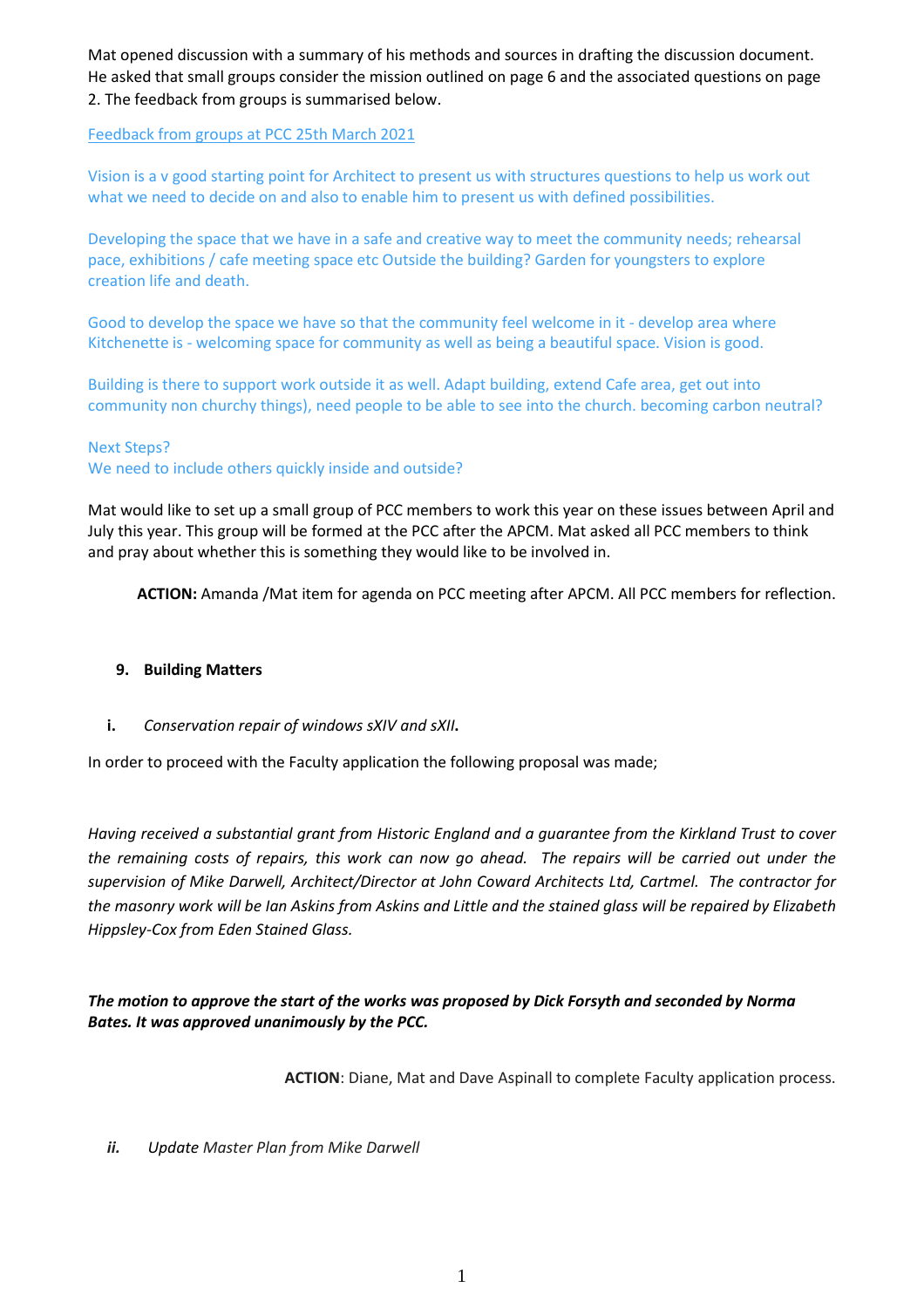Mat opened discussion with a summary of his methods and sources in drafting the discussion document. He asked that small groups consider the mission outlined on page 6 and the associated questions on page 2. The feedback from groups is summarised below.

Feedback from groups at PCC 25th March 2021

Vision is a v good starting point for Architect to present us with structures questions to help us work out what we need to decide on and also to enable him to present us with defined possibilities.

Developing the space that we have in a safe and creative way to meet the community needs; rehearsal pace, exhibitions / cafe meeting space etc Outside the building? Garden for youngsters to explore creation life and death.

Good to develop the space we have so that the community feel welcome in it - develop area where Kitchenette is - welcoming space for community as well as being a beautiful space. Vision is good.

Building is there to support work outside it as well. Adapt building, extend Cafe area, get out into community non churchy things), need people to be able to see into the church. becoming carbon neutral?

Next Steps?
We need to include others quickly inside and outside?

Mat would like to set up a small group of PCC members to work this year on these issues between April and July this year. This group will be formed at the PCC after the APCM. Mat asked all PCC members to think and pray about whether this is something they would like to be involved in.

**ACTION:** Amanda /Mat item for agenda on PCC meeting after APCM. All PCC members for reflection.

9. **Building Matters**

**i.** *Conservation repair of windows sXIV and sXII*.

In order to proceed with the Faculty application the following proposal was made;

*Having received a substantial grant from Historic England and a guarantee from the Kirkland Trust to cover the remaining costs of repairs, this work can now go ahead. The repairs will be carried out under the supervision of Mike Darwell, Architect/Director at John Coward Architects Ltd, Cartmel. The contractor for the masonry work will be Ian Askins from Askins and Little and the stained glass will be repaired by Elizabeth Hippsley-Cox from Eden Stained Glass.*

***The motion to approve the start of the works was proposed by Dick Forsyth and seconded by Norma Bates. It was approved unanimously by the PCC.***

**ACTION**: Diane, Mat and Dave Aspinall to complete Faculty application process.

***ii.*** *Update Master Plan from Mike Darwell*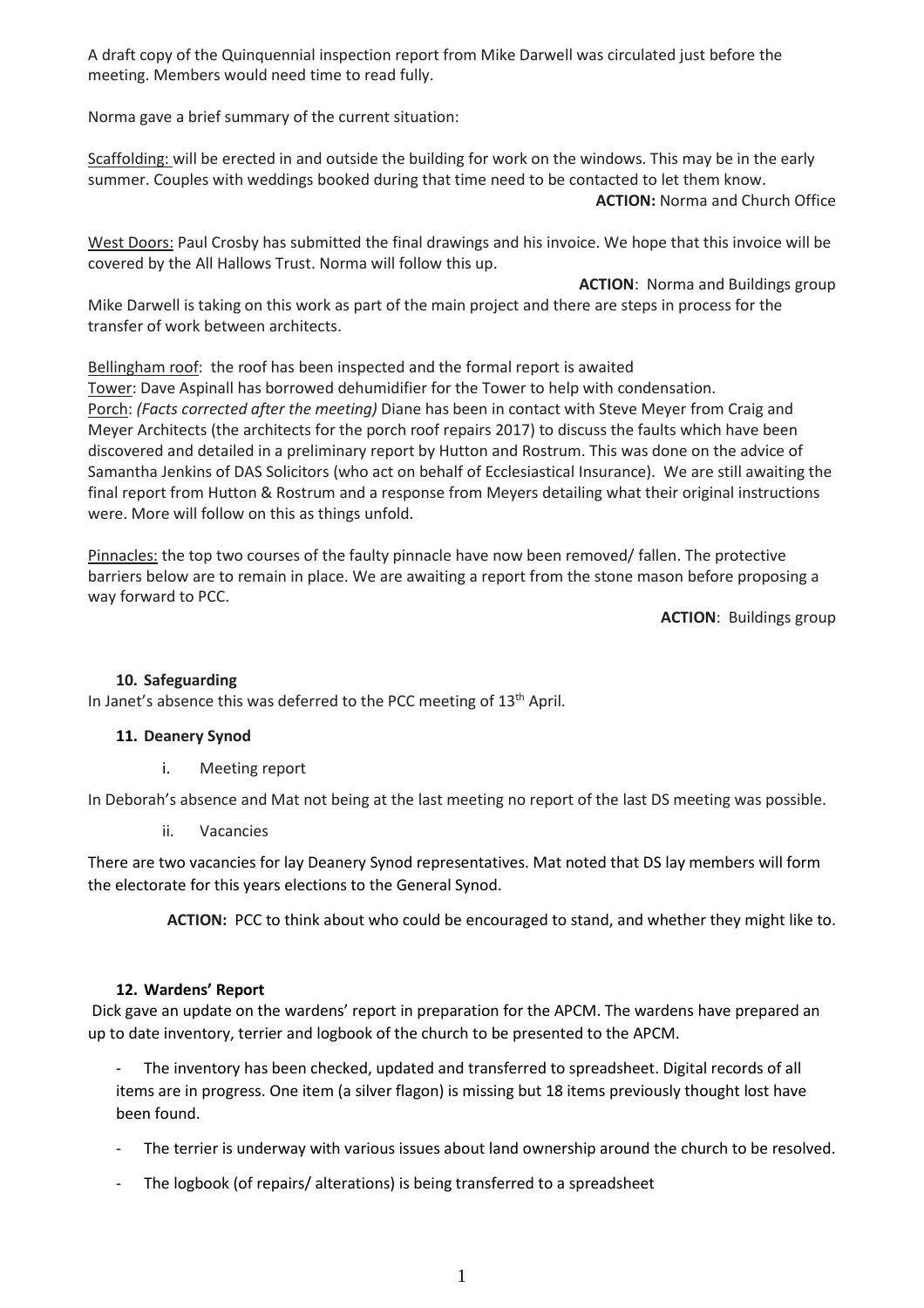A draft copy of the Quinquennial inspection report from Mike Darwell was circulated just before the meeting. Members would need time to read fully.

Norma gave a brief summary of the current situation:

Scaffolding: will be erected in and outside the building for work on the windows. This may be in the early summer. Couples with weddings booked during that time need to be contacted to let them know.

**ACTION:** Norma and Church Office

West Doors: Paul Crosby has submitted the final drawings and his invoice. We hope that this invoice will be covered by the All Hallows Trust. Norma will follow this up.

**ACTION**: Norma and Buildings group

Mike Darwell is taking on this work as part of the main project and there are steps in process for the transfer of work between architects.

Bellingham roof: the roof has been inspected and the formal report is awaited

Tower: Dave Aspinall has borrowed dehumidifier for the Tower to help with condensation.

Porch: *(Facts corrected after the meeting)* Diane has been in contact with Steve Meyer from Craig and Meyer Architects (the architects for the porch roof repairs 2017) to discuss the faults which have been discovered and detailed in a preliminary report by Hutton and Rostrum. This was done on the advice of Samantha Jenkins of DAS Solicitors (who act on behalf of Ecclesiastical Insurance). We are still awaiting the final report from Hutton & Rostrum and a response from Meyers detailing what their original instructions were. More will follow on this as things unfold.

Pinnacles: the top two courses of the faulty pinnacle have now been removed/ fallen. The protective barriers below are to remain in place. We are awaiting a report from the stone mason before proposing a way forward to PCC.

**ACTION**: Buildings group

**10. Safeguarding**

In Janet's absence this was deferred to the PCC meeting of 13th April.

**11. Deanery Synod**

i. Meeting report

In Deborah's absence and Mat not being at the last meeting no report of the last DS meeting was possible.

ii. Vacancies

There are two vacancies for lay Deanery Synod representatives. Mat noted that DS lay members will form the electorate for this years elections to the General Synod.

**ACTION:** PCC to think about who could be encouraged to stand, and whether they might like to.

**12. Wardens' Report**

Dick gave an update on the wardens' report in preparation for the APCM. The wardens have prepared an up to date inventory, terrier and logbook of the church to be presented to the APCM.

- The inventory has been checked, updated and transferred to spreadsheet. Digital records of all items are in progress. One item (a silver flagon) is missing but 18 items previously thought lost have been found.
- The terrier is underway with various issues about land ownership around the church to be resolved.
- The logbook (of repairs/ alterations) is being transferred to a spreadsheet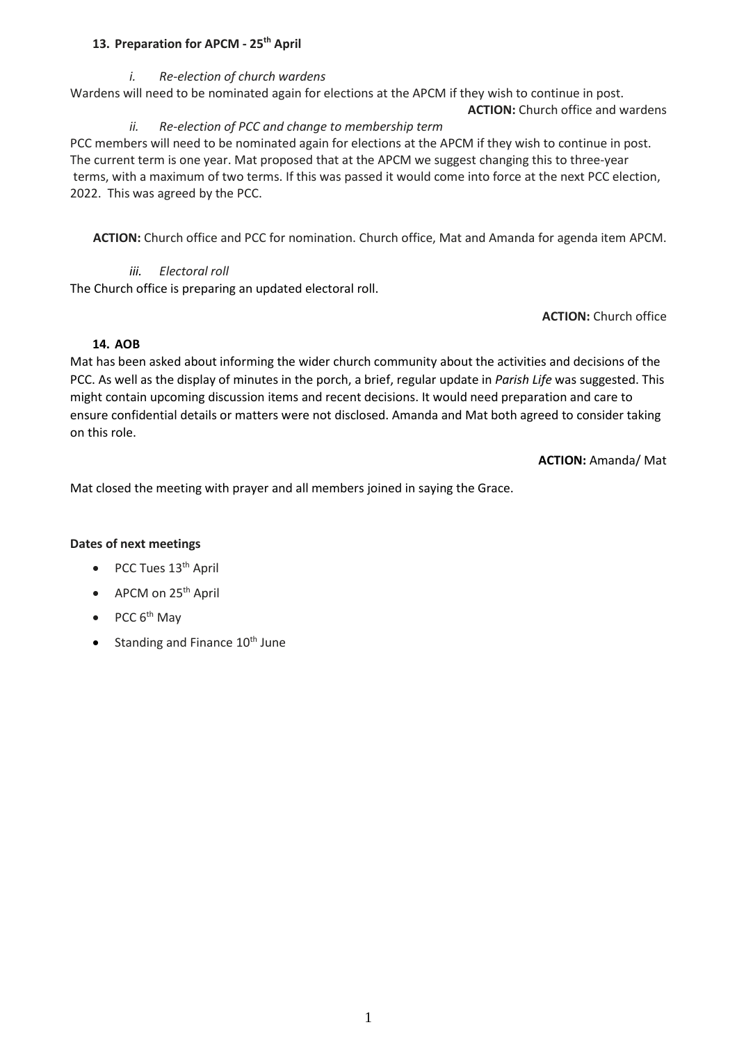### 13. Preparation for APCM - 25th April

*i. Re-election of church wardens*

Wardens will need to be nominated again for elections at the APCM if they wish to continue in post.

**ACTION:** Church office and wardens

*ii. Re-election of PCC and change to membership term*

PCC members will need to be nominated again for elections at the APCM if they wish to continue in post. The current term is one year. Mat proposed that at the APCM we suggest changing this to three-year terms, with a maximum of two terms. If this was passed it would come into force at the next PCC election, 2022. This was agreed by the PCC.

**ACTION:** Church office and PCC for nomination. Church office, Mat and Amanda for agenda item APCM.

*iii. Electoral roll*

The Church office is preparing an updated electoral roll.

**ACTION:** Church office

### 14. AOB

Mat has been asked about informing the wider church community about the activities and decisions of the PCC. As well as the display of minutes in the porch, a brief, regular update in *Parish Life* was suggested. This might contain upcoming discussion items and recent decisions. It would need preparation and care to ensure confidential details or matters were not disclosed. Amanda and Mat both agreed to consider taking on this role.

**ACTION:** Amanda/ Mat

Mat closed the meeting with prayer and all members joined in saying the Grace.

**Dates of next meetings**

- PCC Tues 13th April
- APCM on 25th April
- PCC 6th May
- Standing and Finance 10th June